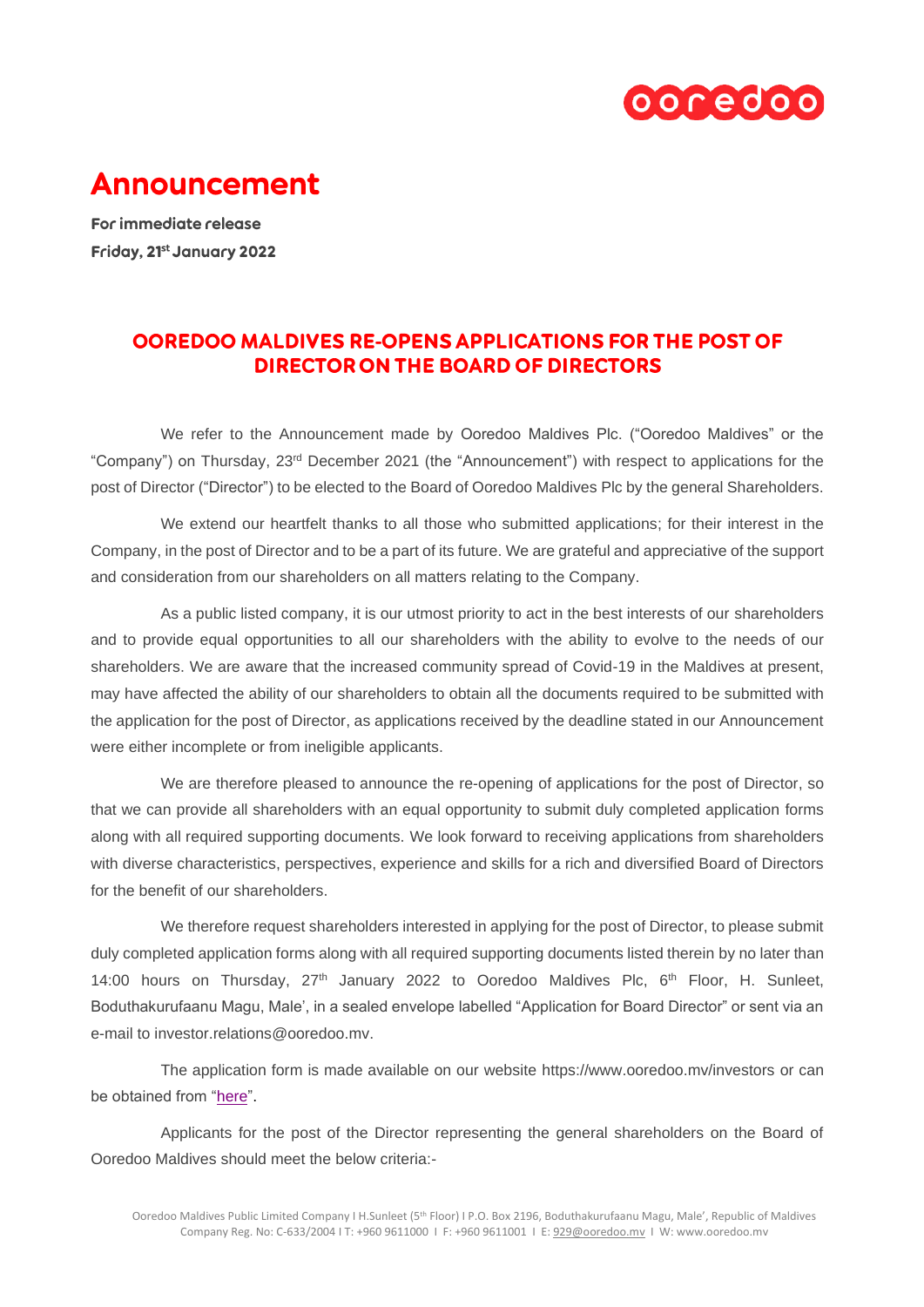# Announcement

**For immediate release**
**Friday, 21st January 2022**

## OOREDOO MALDIVES RE-OPENS APPLICATIONS FOR THE POST OF DIRECTOR ON THE BOARD OF DIRECTORS

We refer to the Announcement made by Ooredoo Maldives Plc. ("Ooredoo Maldives" or the "Company") on Thursday, 23rd December 2021 (the "Announcement") with respect to applications for the post of Director ("Director") to be elected to the Board of Ooredoo Maldives Plc by the general Shareholders.

We extend our heartfelt thanks to all those who submitted applications; for their interest in the Company, in the post of Director and to be a part of its future. We are grateful and appreciative of the support and consideration from our shareholders on all matters relating to the Company.

As a public listed company, it is our utmost priority to act in the best interests of our shareholders and to provide equal opportunities to all our shareholders with the ability to evolve to the needs of our shareholders. We are aware that the increased community spread of Covid-19 in the Maldives at present, may have affected the ability of our shareholders to obtain all the documents required to be submitted with the application for the post of Director, as applications received by the deadline stated in our Announcement were either incomplete or from ineligible applicants.

We are therefore pleased to announce the re-opening of applications for the post of Director, so that we can provide all shareholders with an equal opportunity to submit duly completed application forms along with all required supporting documents. We look forward to receiving applications from shareholders with diverse characteristics, perspectives, experience and skills for a rich and diversified Board of Directors for the benefit of our shareholders.

We therefore request shareholders interested in applying for the post of Director, to please submit duly completed application forms along with all required supporting documents listed therein by no later than 14:00 hours on Thursday, 27th January 2022 to Ooredoo Maldives Plc, 6th Floor, H. Sunleet, Boduthakurufaanu Magu, Male', in a sealed envelope labelled "Application for Board Director" or sent via an e-mail to investor.relations@ooredoo.mv.

The application form is made available on our website https://www.ooredoo.mv/investors or can be obtained from "here".

Applicants for the post of the Director representing the general shareholders on the Board of Ooredoo Maldives should meet the below criteria:-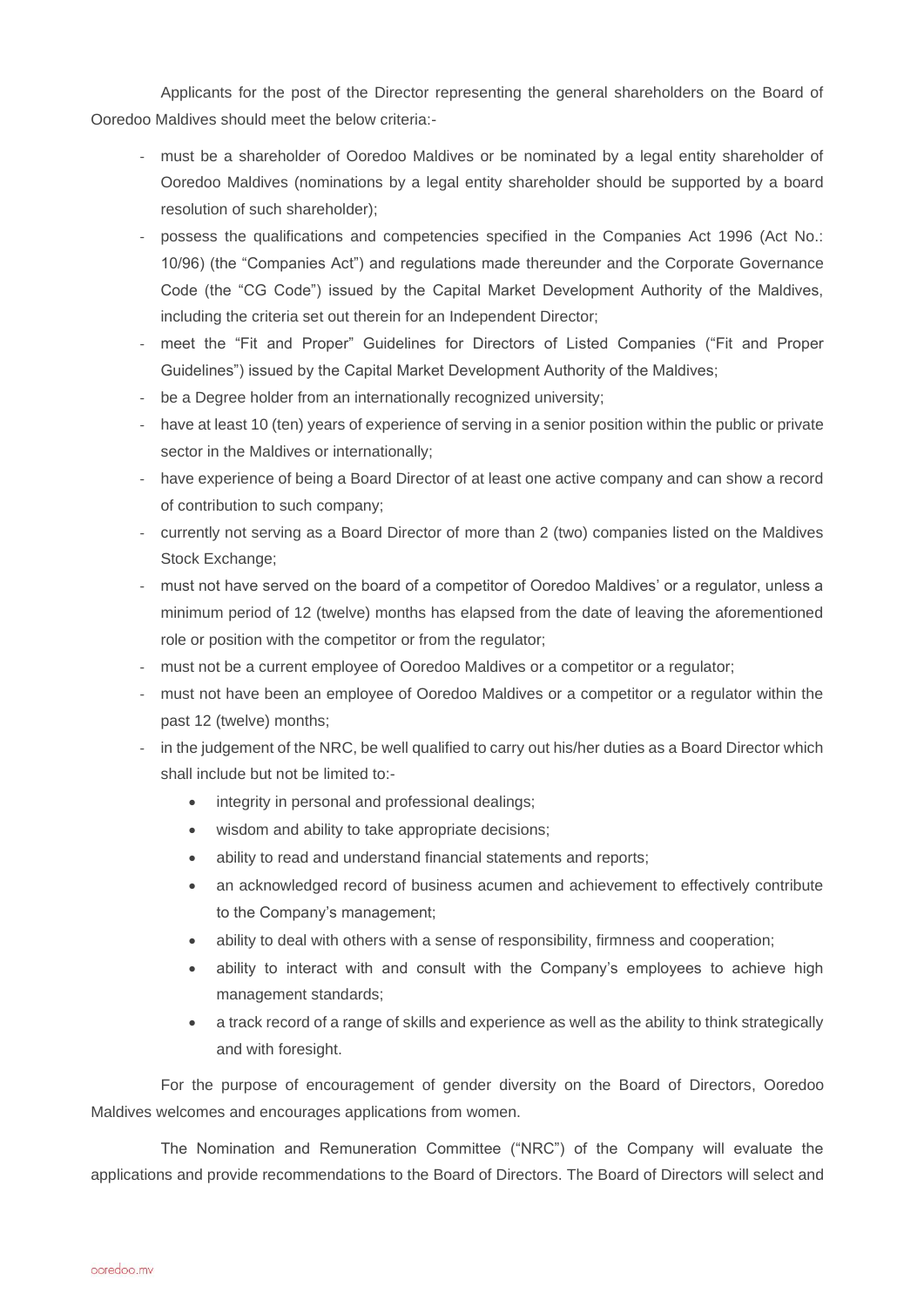Applicants for the post of the Director representing the general shareholders on the Board of Ooredoo Maldives should meet the below criteria:-

- must be a shareholder of Ooredoo Maldives or be nominated by a legal entity shareholder of Ooredoo Maldives (nominations by a legal entity shareholder should be supported by a board resolution of such shareholder);
- possess the qualifications and competencies specified in the Companies Act 1996 (Act No.: 10/96) (the "Companies Act") and regulations made thereunder and the Corporate Governance Code (the "CG Code") issued by the Capital Market Development Authority of the Maldives, including the criteria set out therein for an Independent Director;
- meet the "Fit and Proper" Guidelines for Directors of Listed Companies ("Fit and Proper Guidelines") issued by the Capital Market Development Authority of the Maldives;
- be a Degree holder from an internationally recognized university;
- have at least 10 (ten) years of experience of serving in a senior position within the public or private sector in the Maldives or internationally;
- have experience of being a Board Director of at least one active company and can show a record of contribution to such company;
- currently not serving as a Board Director of more than 2 (two) companies listed on the Maldives Stock Exchange;
- must not have served on the board of a competitor of Ooredoo Maldives' or a regulator, unless a minimum period of 12 (twelve) months has elapsed from the date of leaving the aforementioned role or position with the competitor or from the regulator;
- must not be a current employee of Ooredoo Maldives or a competitor or a regulator;
- must not have been an employee of Ooredoo Maldives or a competitor or a regulator within the past 12 (twelve) months;
- in the judgement of the NRC, be well qualified to carry out his/her duties as a Board Director which shall include but not be limited to:-
  - integrity in personal and professional dealings;
  - wisdom and ability to take appropriate decisions;
  - ability to read and understand financial statements and reports;
  - an acknowledged record of business acumen and achievement to effectively contribute to the Company's management;
  - ability to deal with others with a sense of responsibility, firmness and cooperation;
  - ability to interact with and consult with the Company's employees to achieve high management standards;
  - a track record of a range of skills and experience as well as the ability to think strategically and with foresight.

For the purpose of encouragement of gender diversity on the Board of Directors, Ooredoo Maldives welcomes and encourages applications from women.

The Nomination and Remuneration Committee ("NRC") of the Company will evaluate the applications and provide recommendations to the Board of Directors. The Board of Directors will select and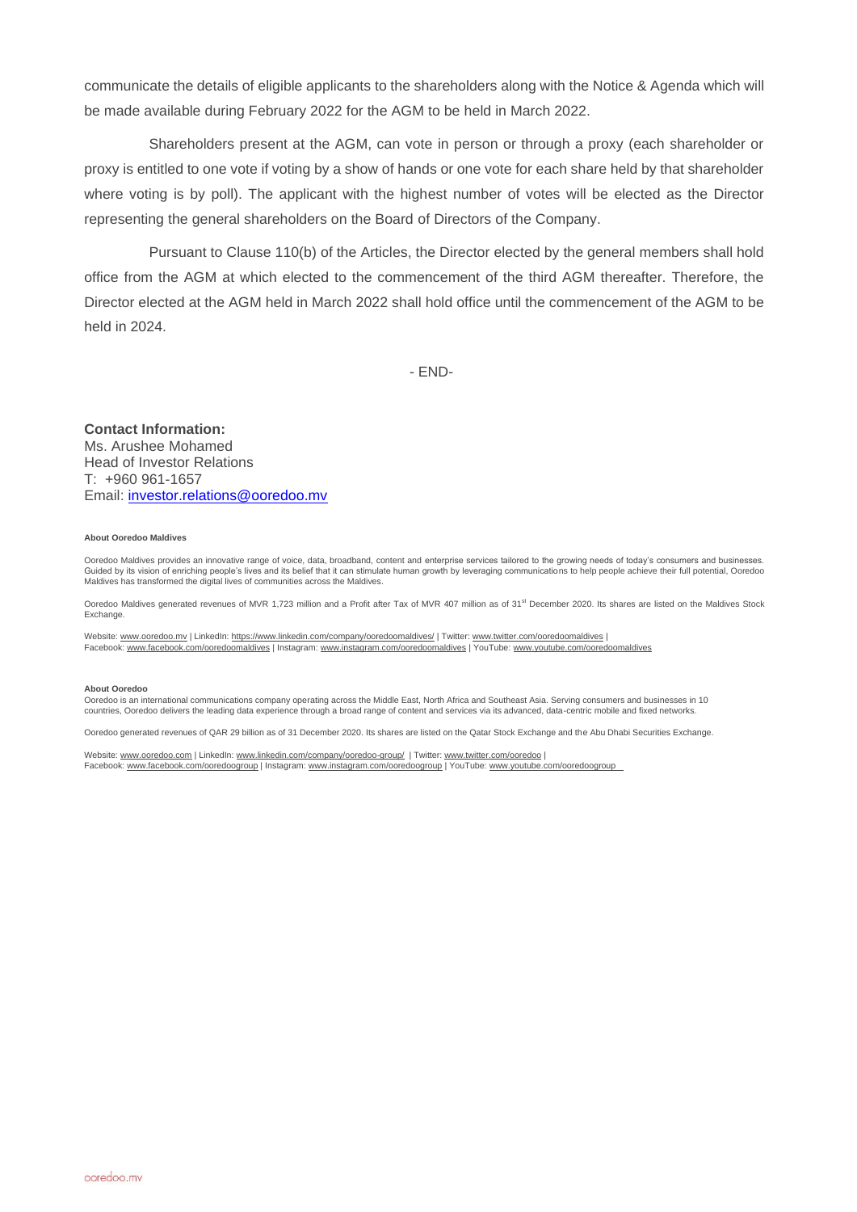communicate the details of eligible applicants to the shareholders along with the Notice & Agenda which will be made available during February 2022 for the AGM to be held in March 2022.

Shareholders present at the AGM, can vote in person or through a proxy (each shareholder or proxy is entitled to one vote if voting by a show of hands or one vote for each share held by that shareholder where voting is by poll). The applicant with the highest number of votes will be elected as the Director representing the general shareholders on the Board of Directors of the Company.

Pursuant to Clause 110(b) of the Articles, the Director elected by the general members shall hold office from the AGM at which elected to the commencement of the third AGM thereafter. Therefore, the Director elected at the AGM held in March 2022 shall hold office until the commencement of the AGM to be held in 2024.

- END-

**Contact Information:**
Ms. Arushee Mohamed
Head of Investor Relations
T: +960 961-1657
Email: investor.relations@ooredoo.mv

**About Ooredoo Maldives**

Ooredoo Maldives provides an innovative range of voice, data, broadband, content and enterprise services tailored to the growing needs of today's consumers and businesses. Guided by its vision of enriching people's lives and its belief that it can stimulate human growth by leveraging communications to help people achieve their full potential, Ooredoo Maldives has transformed the digital lives of communities across the Maldives.

Ooredoo Maldives generated revenues of MVR 1,723 million and a Profit after Tax of MVR 407 million as of 31st December 2020. Its shares are listed on the Maldives Stock Exchange.

Website: www.ooredoo.mv | LinkedIn: https://www.linkedin.com/company/ooredoomaldives/ | Twitter: www.twitter.com/ooredoomaldives |
Facebook: www.facebook.com/ooredoomaldives | Instagram: www.instagram.com/ooredoomaldives | YouTube: www.youtube.com/ooredoomaldives

**About Ooredoo**

Ooredoo is an international communications company operating across the Middle East, North Africa and Southeast Asia. Serving consumers and businesses in 10 countries, Ooredoo delivers the leading data experience through a broad range of content and services via its advanced, data-centric mobile and fixed networks.

Ooredoo generated revenues of QAR 29 billion as of 31 December 2020. Its shares are listed on the Qatar Stock Exchange and the Abu Dhabi Securities Exchange.

Website: www.ooredoo.com | LinkedIn: www.linkedin.com/company/ooredoo-group/ | Twitter: www.twitter.com/ooredoo |
Facebook: www.facebook.com/ooredoogroup | Instagram: www.instagram.com/ooredoogroup | YouTube: www.youtube.com/ooredoogroup